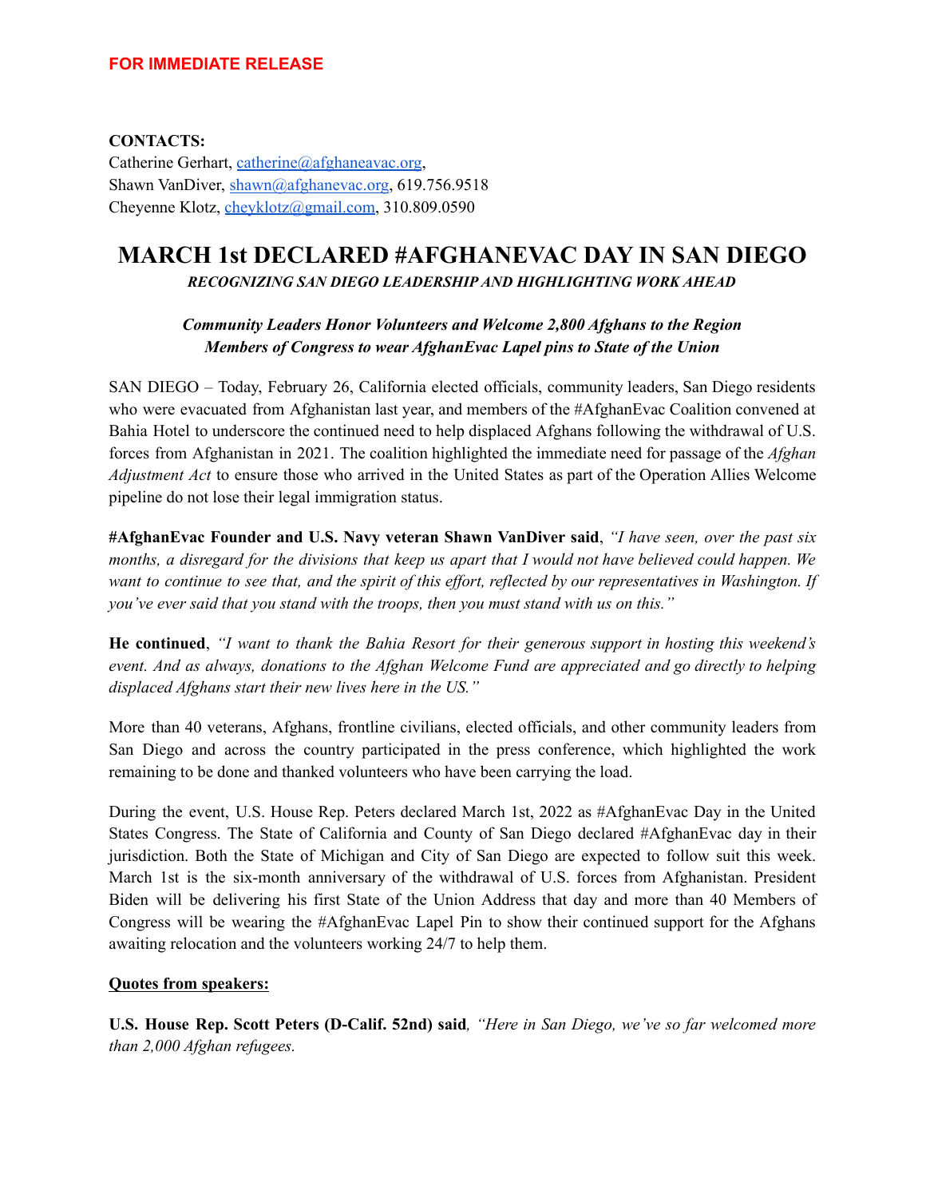**FOR IMMEDIATE RELEASE**

**CONTACTS:**
Catherine Gerhart, catherine@afghaneavac.org,
Shawn VanDiver, shawn@afghanevac.org, 619.756.9518
Cheyenne Klotz, cheyklotz@gmail.com, 310.809.0590

# MARCH 1st DECLARED #AFGHANEVAC DAY IN SAN DIEGO

***RECOGNIZING SAN DIEGO LEADERSHIP AND HIGHLIGHTING WORK AHEAD***

***Community Leaders Honor Volunteers and Welcome 2,800 Afghans to the Region***
***Members of Congress to wear AfghanEvac Lapel pins to State of the Union***

SAN DIEGO – Today, February 26, California elected officials, community leaders, San Diego residents who were evacuated from Afghanistan last year, and members of the #AfghanEvac Coalition convened at Bahia Hotel to underscore the continued need to help displaced Afghans following the withdrawal of U.S. forces from Afghanistan in 2021. The coalition highlighted the immediate need for passage of the *Afghan Adjustment Act* to ensure those who arrived in the United States as part of the Operation Allies Welcome pipeline do not lose their legal immigration status.

**#AfghanEvac Founder and U.S. Navy veteran Shawn VanDiver said**, *"I have seen, over the past six months, a disregard for the divisions that keep us apart that I would not have believed could happen. We want to continue to see that, and the spirit of this effort, reflected by our representatives in Washington. If you've ever said that you stand with the troops, then you must stand with us on this."*

**He continued**, *"I want to thank the Bahia Resort for their generous support in hosting this weekend's event. And as always, donations to the Afghan Welcome Fund are appreciated and go directly to helping displaced Afghans start their new lives here in the US."*

More than 40 veterans, Afghans, frontline civilians, elected officials, and other community leaders from San Diego and across the country participated in the press conference, which highlighted the work remaining to be done and thanked volunteers who have been carrying the load.

During the event, U.S. House Rep. Peters declared March 1st, 2022 as #AfghanEvac Day in the United States Congress. The State of California and County of San Diego declared #AfghanEvac day in their jurisdiction. Both the State of Michigan and City of San Diego are expected to follow suit this week. March 1st is the six-month anniversary of the withdrawal of U.S. forces from Afghanistan. President Biden will be delivering his first State of the Union Address that day and more than 40 Members of Congress will be wearing the #AfghanEvac Lapel Pin to show their continued support for the Afghans awaiting relocation and the volunteers working 24/7 to help them.

**Quotes from speakers:**

**U.S. House Rep. Scott Peters (D-Calif. 52nd) said**, *"Here in San Diego, we've so far welcomed more than 2,000 Afghan refugees.*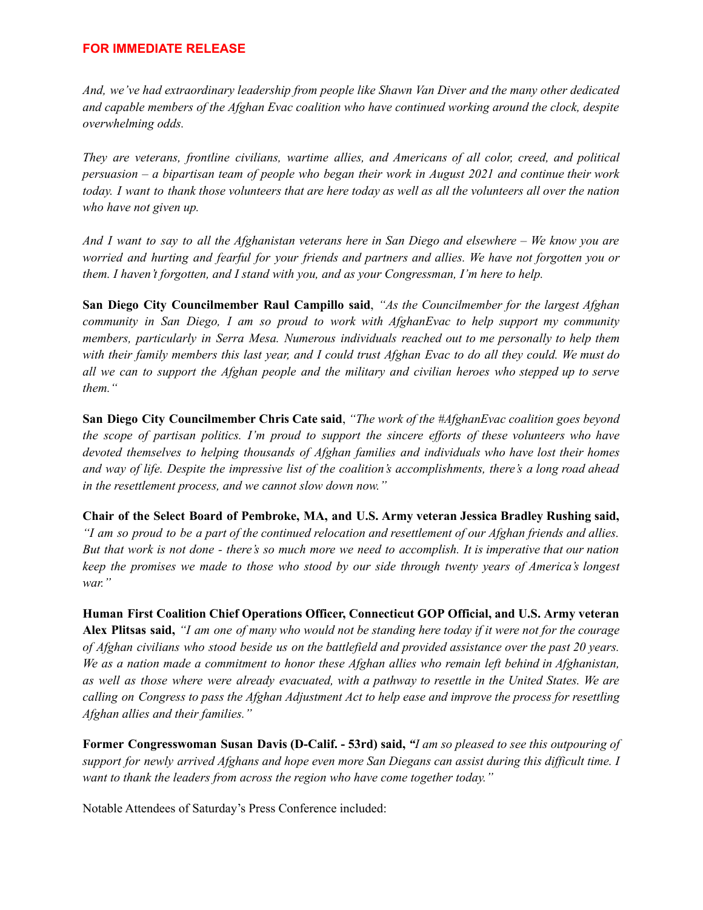**FOR IMMEDIATE RELEASE**

*And, we've had extraordinary leadership from people like Shawn Van Diver and the many other dedicated and capable members of the Afghan Evac coalition who have continued working around the clock, despite overwhelming odds.*

*They are veterans, frontline civilians, wartime allies, and Americans of all color, creed, and political persuasion – a bipartisan team of people who began their work in August 2021 and continue their work today. I want to thank those volunteers that are here today as well as all the volunteers all over the nation who have not given up.*

*And I want to say to all the Afghanistan veterans here in San Diego and elsewhere – We know you are worried and hurting and fearful for your friends and partners and allies. We have not forgotten you or them. I haven't forgotten, and I stand with you, and as your Congressman, I'm here to help.*

**San Diego City Councilmember Raul Campillo said**, *"As the Councilmember for the largest Afghan community in San Diego, I am so proud to work with AfghanEvac to help support my community members, particularly in Serra Mesa. Numerous individuals reached out to me personally to help them with their family members this last year, and I could trust Afghan Evac to do all they could. We must do all we can to support the Afghan people and the military and civilian heroes who stepped up to serve them."*

**San Diego City Councilmember Chris Cate said**, *"The work of the #AfghanEvac coalition goes beyond the scope of partisan politics. I'm proud to support the sincere efforts of these volunteers who have devoted themselves to helping thousands of Afghan families and individuals who have lost their homes and way of life. Despite the impressive list of the coalition's accomplishments, there's a long road ahead in the resettlement process, and we cannot slow down now."*

**Chair of the Select Board of Pembroke, MA, and U.S. Army veteran Jessica Bradley Rushing said,** *"I am so proud to be a part of the continued relocation and resettlement of our Afghan friends and allies. But that work is not done - there's so much more we need to accomplish. It is imperative that our nation keep the promises we made to those who stood by our side through twenty years of America's longest war."*

**Human First Coalition Chief Operations Officer, Connecticut GOP Official, and U.S. Army veteran Alex Plitsas said,** *"I am one of many who would not be standing here today if it were not for the courage of Afghan civilians who stood beside us on the battlefield and provided assistance over the past 20 years. We as a nation made a commitment to honor these Afghan allies who remain left behind in Afghanistan, as well as those where were already evacuated, with a pathway to resettle in the United States. We are calling on Congress to pass the Afghan Adjustment Act to help ease and improve the process for resettling Afghan allies and their families."*

**Former Congresswoman Susan Davis (D-Calif. - 53rd) said,** *"I am so pleased to see this outpouring of support for newly arrived Afghans and hope even more San Diegans can assist during this difficult time. I want to thank the leaders from across the region who have come together today."*

Notable Attendees of Saturday's Press Conference included: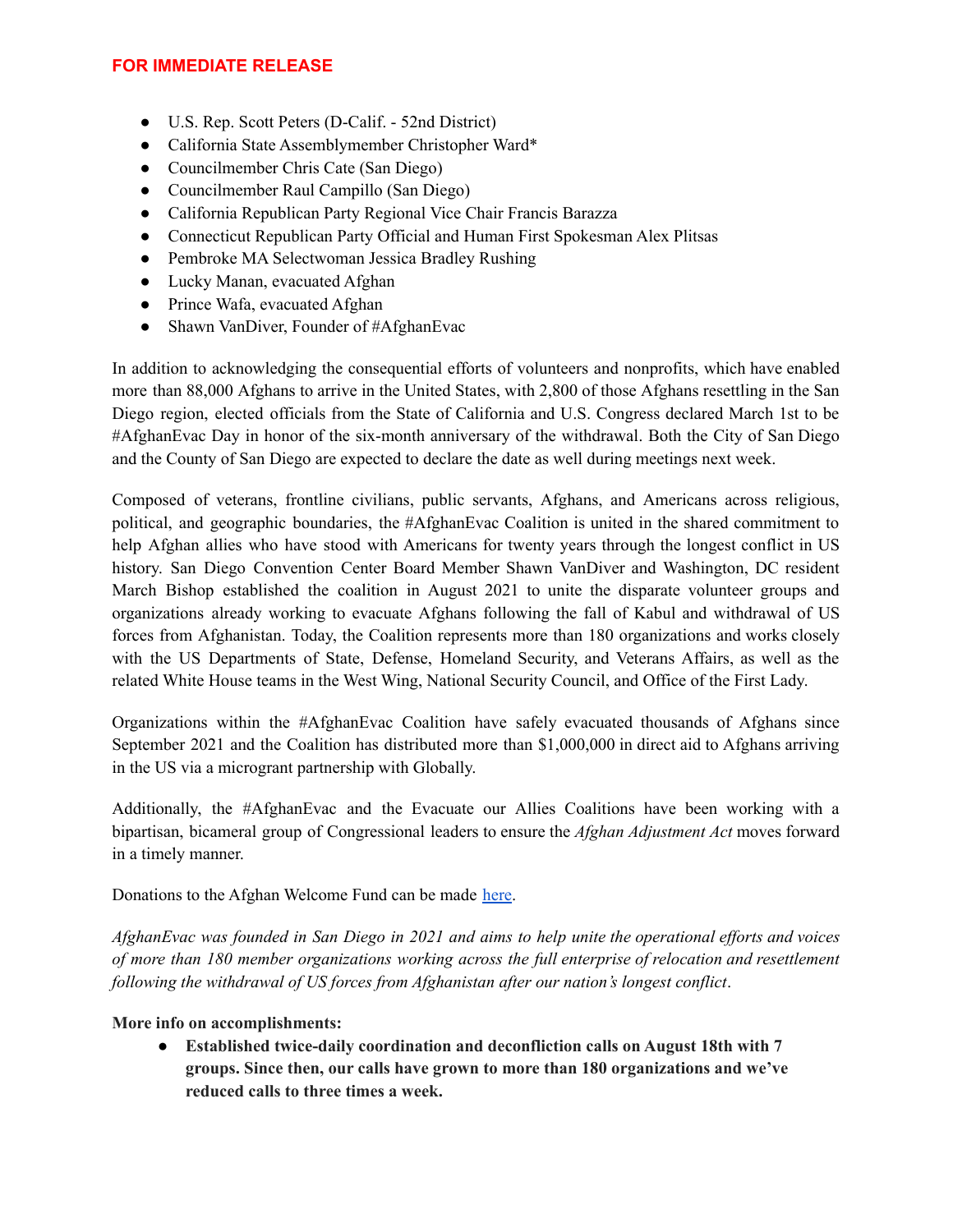**FOR IMMEDIATE RELEASE**

- U.S. Rep. Scott Peters (D-Calif. - 52nd District)
- California State Assemblymember Christopher Ward*
- Councilmember Chris Cate (San Diego)
- Councilmember Raul Campillo (San Diego)
- California Republican Party Regional Vice Chair Francis Barazza
- Connecticut Republican Party Official and Human First Spokesman Alex Plitsas
- Pembroke MA Selectwoman Jessica Bradley Rushing
- Lucky Manan, evacuated Afghan
- Prince Wafa, evacuated Afghan
- Shawn VanDiver, Founder of #AfghanEvac

In addition to acknowledging the consequential efforts of volunteers and nonprofits, which have enabled more than 88,000 Afghans to arrive in the United States, with 2,800 of those Afghans resettling in the San Diego region, elected officials from the State of California and U.S. Congress declared March 1st to be #AfghanEvac Day in honor of the six-month anniversary of the withdrawal. Both the City of San Diego and the County of San Diego are expected to declare the date as well during meetings next week.

Composed of veterans, frontline civilians, public servants, Afghans, and Americans across religious, political, and geographic boundaries, the #AfghanEvac Coalition is united in the shared commitment to help Afghan allies who have stood with Americans for twenty years through the longest conflict in US history. San Diego Convention Center Board Member Shawn VanDiver and Washington, DC resident March Bishop established the coalition in August 2021 to unite the disparate volunteer groups and organizations already working to evacuate Afghans following the fall of Kabul and withdrawal of US forces from Afghanistan. Today, the Coalition represents more than 180 organizations and works closely with the US Departments of State, Defense, Homeland Security, and Veterans Affairs, as well as the related White House teams in the West Wing, National Security Council, and Office of the First Lady.

Organizations within the #AfghanEvac Coalition have safely evacuated thousands of Afghans since September 2021 and the Coalition has distributed more than $1,000,000 in direct aid to Afghans arriving in the US via a microgrant partnership with Globally.

Additionally, the #AfghanEvac and the Evacuate our Allies Coalitions have been working with a bipartisan, bicameral group of Congressional leaders to ensure the *Afghan Adjustment Act* moves forward in a timely manner.

Donations to the Afghan Welcome Fund can be made here.

*AfghanEvac was founded in San Diego in 2021 and aims to help unite the operational efforts and voices of more than 180 member organizations working across the full enterprise of relocation and resettlement following the withdrawal of US forces from Afghanistan after our nation's longest conflict*.

**More info on accomplishments:**

- **Established twice-daily coordination and deconfliction calls on August 18th with 7 groups. Since then, our calls have grown to more than 180 organizations and we've reduced calls to three times a week.**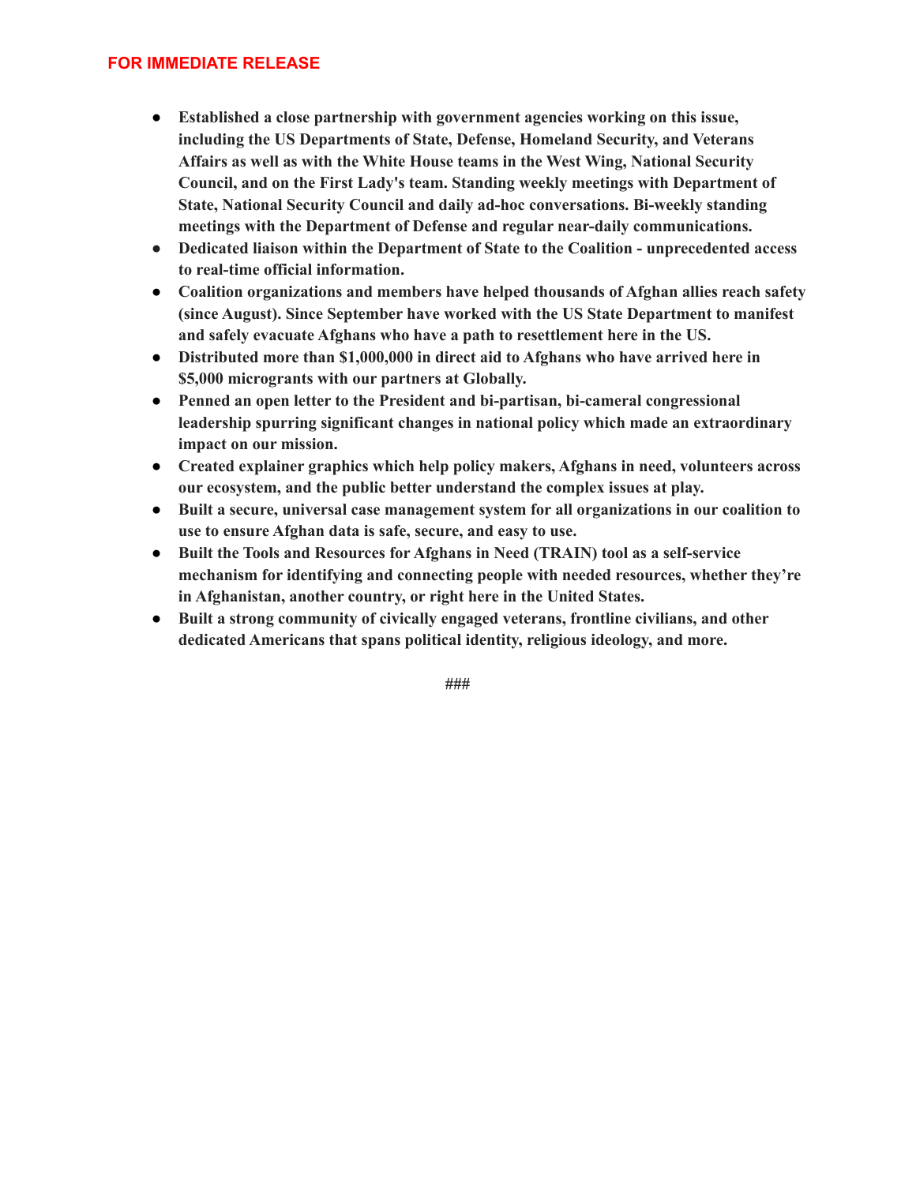**FOR IMMEDIATE RELEASE**

- **Established a close partnership with government agencies working on this issue, including the US Departments of State, Defense, Homeland Security, and Veterans Affairs as well as with the White House teams in the West Wing, National Security Council, and on the First Lady's team. Standing weekly meetings with Department of State, National Security Council and daily ad-hoc conversations. Bi-weekly standing meetings with the Department of Defense and regular near-daily communications.**
- **Dedicated liaison within the Department of State to the Coalition - unprecedented access to real-time official information.**
- **Coalition organizations and members have helped thousands of Afghan allies reach safety (since August). Since September have worked with the US State Department to manifest and safely evacuate Afghans who have a path to resettlement here in the US.**
- **Distributed more than $1,000,000 in direct aid to Afghans who have arrived here in $5,000 microgrants with our partners at Globally.**
- **Penned an open letter to the President and bi-partisan, bi-cameral congressional leadership spurring significant changes in national policy which made an extraordinary impact on our mission.**
- **Created explainer graphics which help policy makers, Afghans in need, volunteers across our ecosystem, and the public better understand the complex issues at play.**
- **Built a secure, universal case management system for all organizations in our coalition to use to ensure Afghan data is safe, secure, and easy to use.**
- **Built the Tools and Resources for Afghans in Need (TRAIN) tool as a self-service mechanism for identifying and connecting people with needed resources, whether they're in Afghanistan, another country, or right here in the United States.**
- **Built a strong community of civically engaged veterans, frontline civilians, and other dedicated Americans that spans political identity, religious ideology, and more.**

###